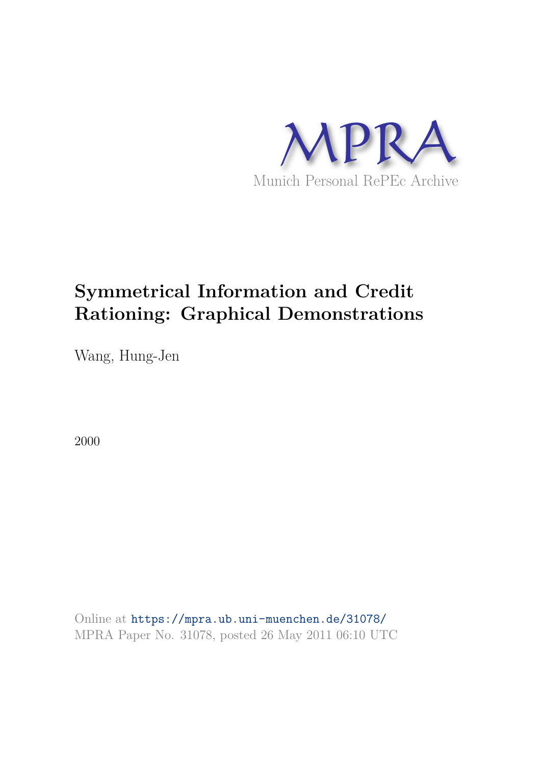MPRA

Munich Personal RePEc Archive

# Symmetrical Information and Credit Rationing: Graphical Demonstrations

Wang, Hung-Jen

2000

Online at https://mpra.ub.uni-muenchen.de/31078/

MPRA Paper No. 31078, posted 26 May 2011 06:10 UTC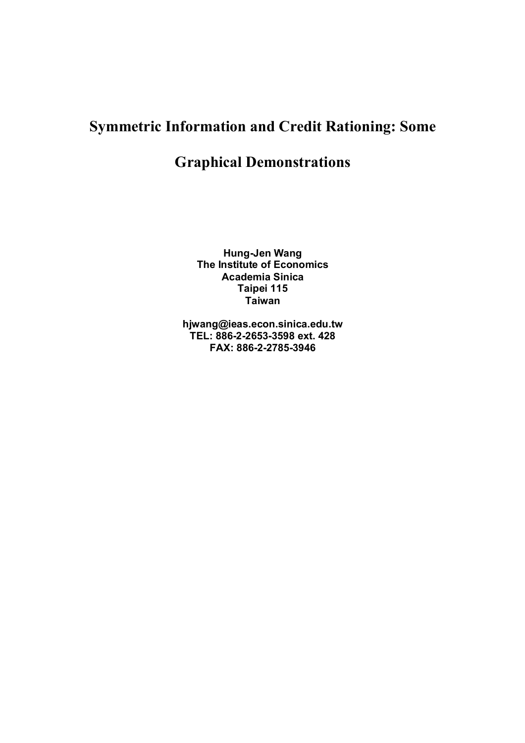# Symmetric Information and Credit Rationing: Some Graphical Demonstrations

**Hung-Jen Wang**
**The Institute of Economics**
**Academia Sinica**
**Taipei 115**
**Taiwan**

**hjwang@ieas.econ.sinica.edu.tw**
**TEL: 886-2-2653-3598 ext. 428**
**FAX: 886-2-2785-3946**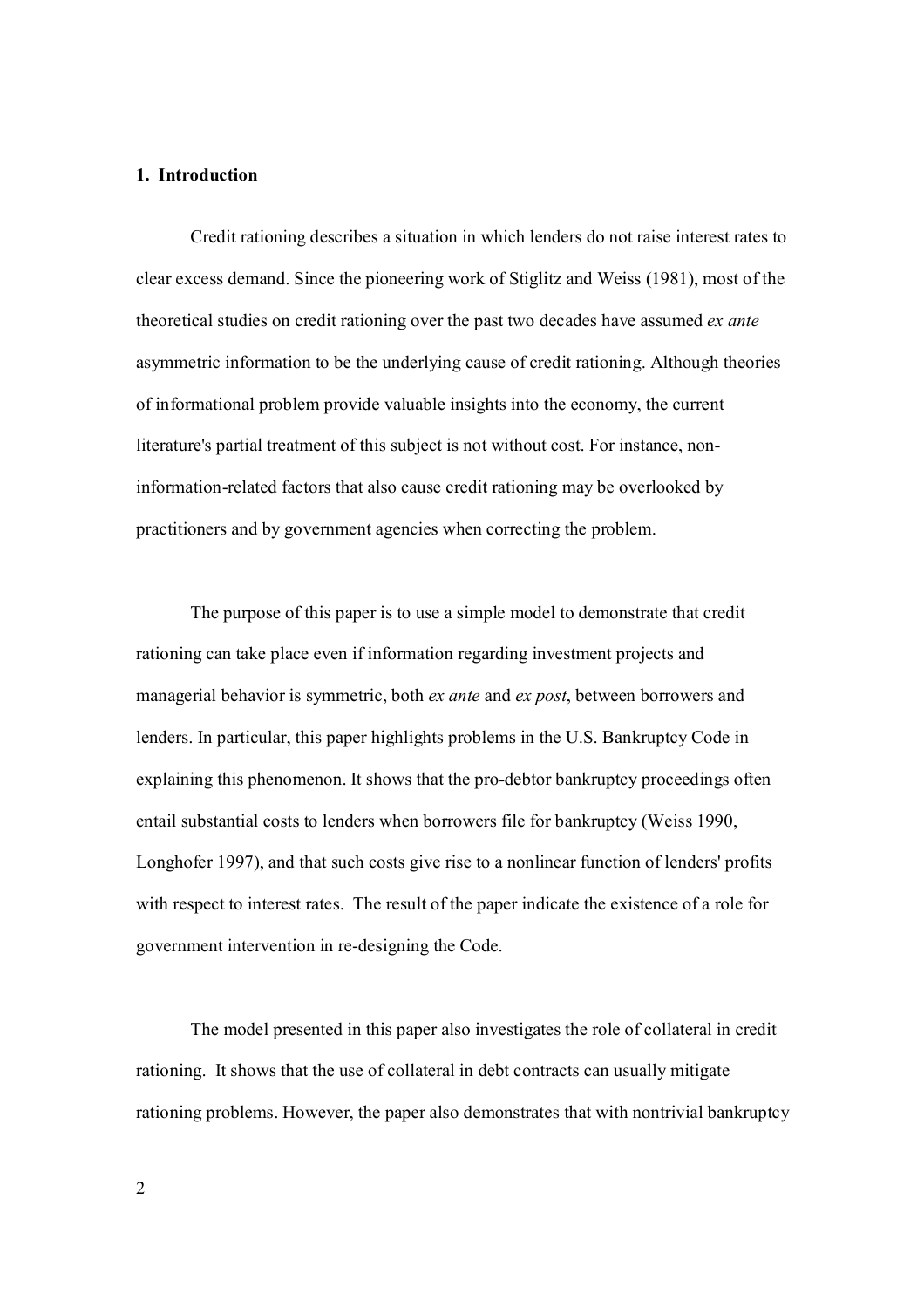## 1. Introduction

Credit rationing describes a situation in which lenders do not raise interest rates to clear excess demand. Since the pioneering work of Stiglitz and Weiss (1981), most of the theoretical studies on credit rationing over the past two decades have assumed *ex ante* asymmetric information to be the underlying cause of credit rationing. Although theories of informational problem provide valuable insights into the economy, the current literature's partial treatment of this subject is not without cost. For instance, non-information-related factors that also cause credit rationing may be overlooked by practitioners and by government agencies when correcting the problem.

The purpose of this paper is to use a simple model to demonstrate that credit rationing can take place even if information regarding investment projects and managerial behavior is symmetric, both *ex ante* and *ex post*, between borrowers and lenders. In particular, this paper highlights problems in the U.S. Bankruptcy Code in explaining this phenomenon. It shows that the pro-debtor bankruptcy proceedings often entail substantial costs to lenders when borrowers file for bankruptcy (Weiss 1990, Longhofer 1997), and that such costs give rise to a nonlinear function of lenders' profits with respect to interest rates. The result of the paper indicate the existence of a role for government intervention in re-designing the Code.

The model presented in this paper also investigates the role of collateral in credit rationing. It shows that the use of collateral in debt contracts can usually mitigate rationing problems. However, the paper also demonstrates that with nontrivial bankruptcy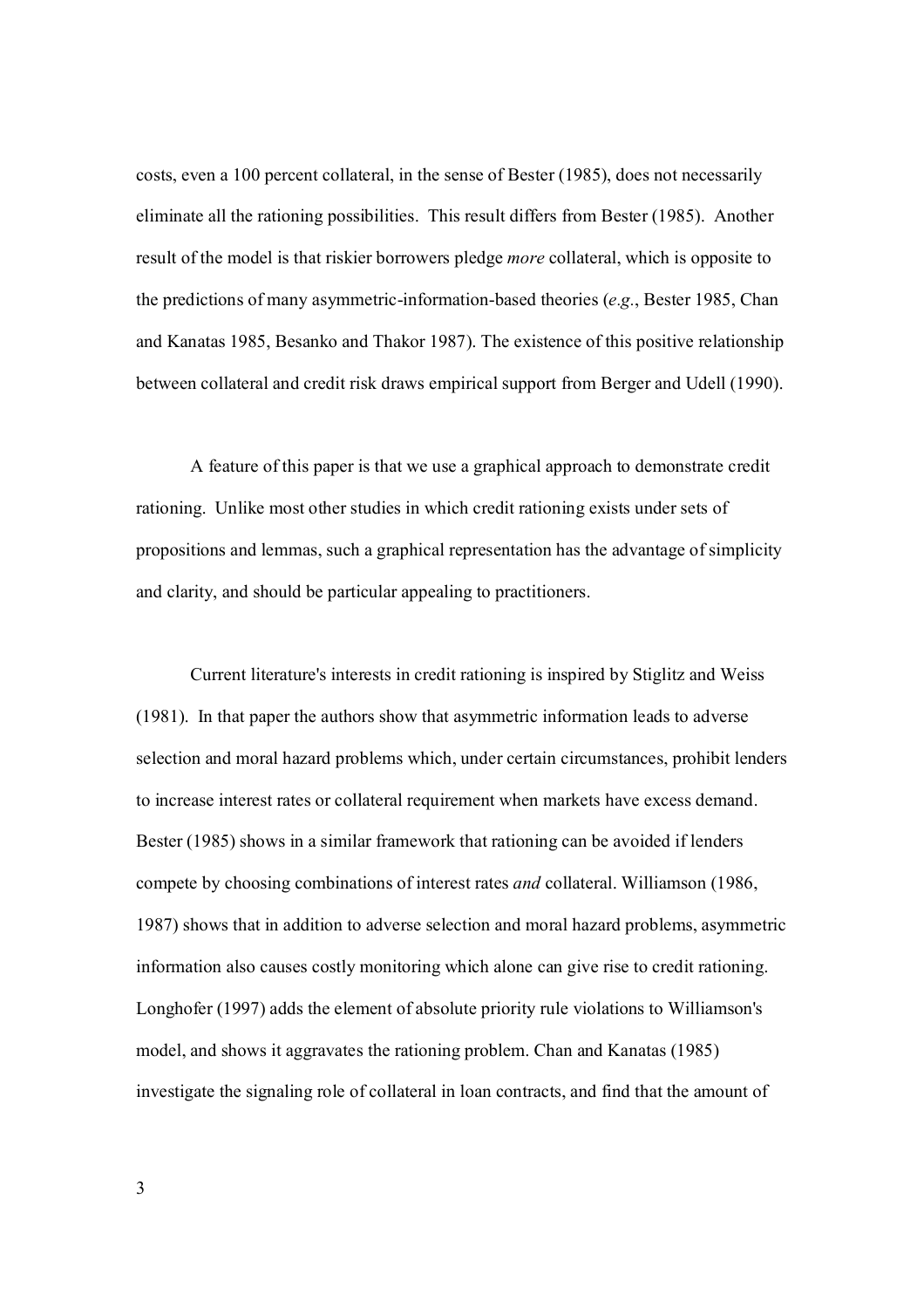costs, even a 100 percent collateral, in the sense of Bester (1985), does not necessarily eliminate all the rationing possibilities. This result differs from Bester (1985). Another result of the model is that riskier borrowers pledge *more* collateral, which is opposite to the predictions of many asymmetric-information-based theories (*e.g.*, Bester 1985, Chan and Kanatas 1985, Besanko and Thakor 1987). The existence of this positive relationship between collateral and credit risk draws empirical support from Berger and Udell (1990).

A feature of this paper is that we use a graphical approach to demonstrate credit rationing. Unlike most other studies in which credit rationing exists under sets of propositions and lemmas, such a graphical representation has the advantage of simplicity and clarity, and should be particular appealing to practitioners.

Current literature's interests in credit rationing is inspired by Stiglitz and Weiss (1981). In that paper the authors show that asymmetric information leads to adverse selection and moral hazard problems which, under certain circumstances, prohibit lenders to increase interest rates or collateral requirement when markets have excess demand. Bester (1985) shows in a similar framework that rationing can be avoided if lenders compete by choosing combinations of interest rates *and* collateral. Williamson (1986, 1987) shows that in addition to adverse selection and moral hazard problems, asymmetric information also causes costly monitoring which alone can give rise to credit rationing. Longhofer (1997) adds the element of absolute priority rule violations to Williamson's model, and shows it aggravates the rationing problem. Chan and Kanatas (1985) investigate the signaling role of collateral in loan contracts, and find that the amount of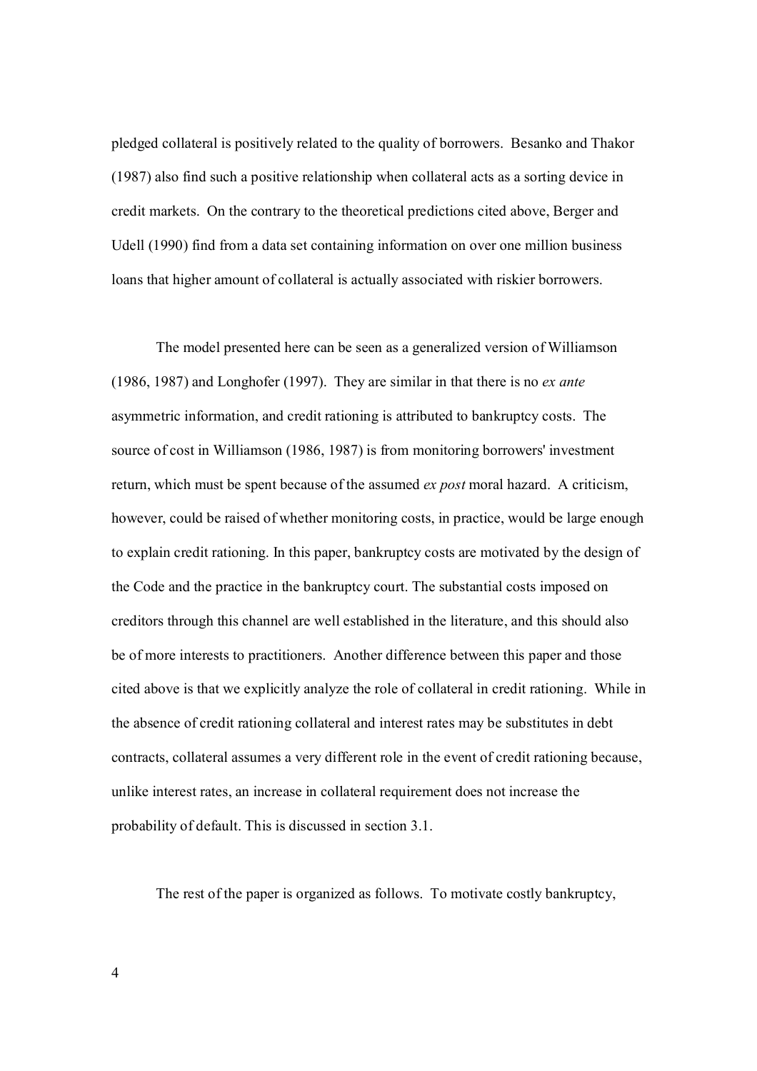pledged collateral is positively related to the quality of borrowers. Besanko and Thakor (1987) also find such a positive relationship when collateral acts as a sorting device in credit markets. On the contrary to the theoretical predictions cited above, Berger and Udell (1990) find from a data set containing information on over one million business loans that higher amount of collateral is actually associated with riskier borrowers.

The model presented here can be seen as a generalized version of Williamson (1986, 1987) and Longhofer (1997). They are similar in that there is no *ex ante* asymmetric information, and credit rationing is attributed to bankruptcy costs. The source of cost in Williamson (1986, 1987) is from monitoring borrowers' investment return, which must be spent because of the assumed *ex post* moral hazard. A criticism, however, could be raised of whether monitoring costs, in practice, would be large enough to explain credit rationing. In this paper, bankruptcy costs are motivated by the design of the Code and the practice in the bankruptcy court. The substantial costs imposed on creditors through this channel are well established in the literature, and this should also be of more interests to practitioners. Another difference between this paper and those cited above is that we explicitly analyze the role of collateral in credit rationing. While in the absence of credit rationing collateral and interest rates may be substitutes in debt contracts, collateral assumes a very different role in the event of credit rationing because, unlike interest rates, an increase in collateral requirement does not increase the probability of default. This is discussed in section 3.1.

The rest of the paper is organized as follows. To motivate costly bankruptcy,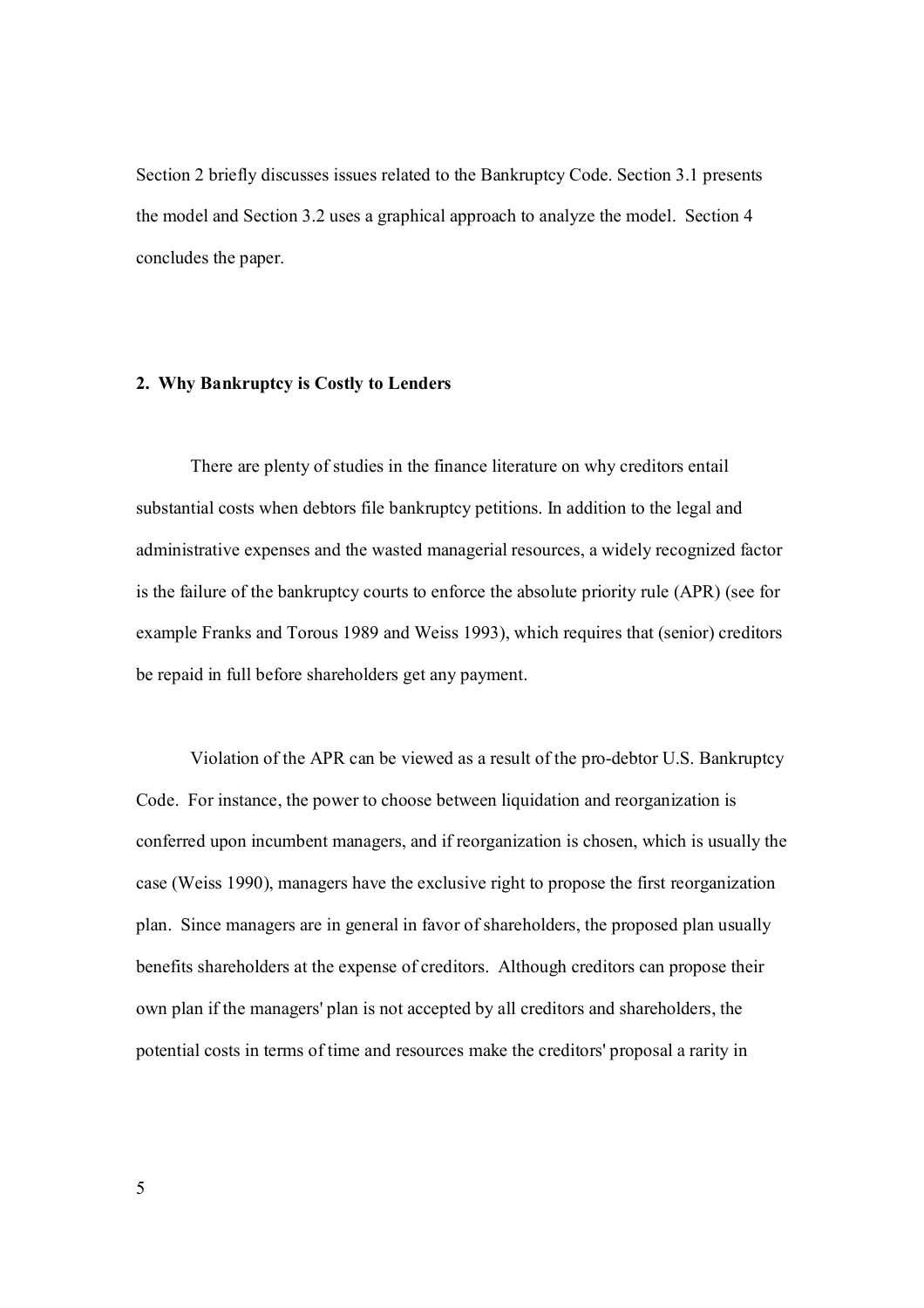Section 2 briefly discusses issues related to the Bankruptcy Code. Section 3.1 presents the model and Section 3.2 uses a graphical approach to analyze the model. Section 4 concludes the paper.

## 2. Why Bankruptcy is Costly to Lenders

There are plenty of studies in the finance literature on why creditors entail substantial costs when debtors file bankruptcy petitions. In addition to the legal and administrative expenses and the wasted managerial resources, a widely recognized factor is the failure of the bankruptcy courts to enforce the absolute priority rule (APR) (see for example Franks and Torous 1989 and Weiss 1993), which requires that (senior) creditors be repaid in full before shareholders get any payment.

Violation of the APR can be viewed as a result of the pro-debtor U.S. Bankruptcy Code. For instance, the power to choose between liquidation and reorganization is conferred upon incumbent managers, and if reorganization is chosen, which is usually the case (Weiss 1990), managers have the exclusive right to propose the first reorganization plan. Since managers are in general in favor of shareholders, the proposed plan usually benefits shareholders at the expense of creditors. Although creditors can propose their own plan if the managers' plan is not accepted by all creditors and shareholders, the potential costs in terms of time and resources make the creditors' proposal a rarity in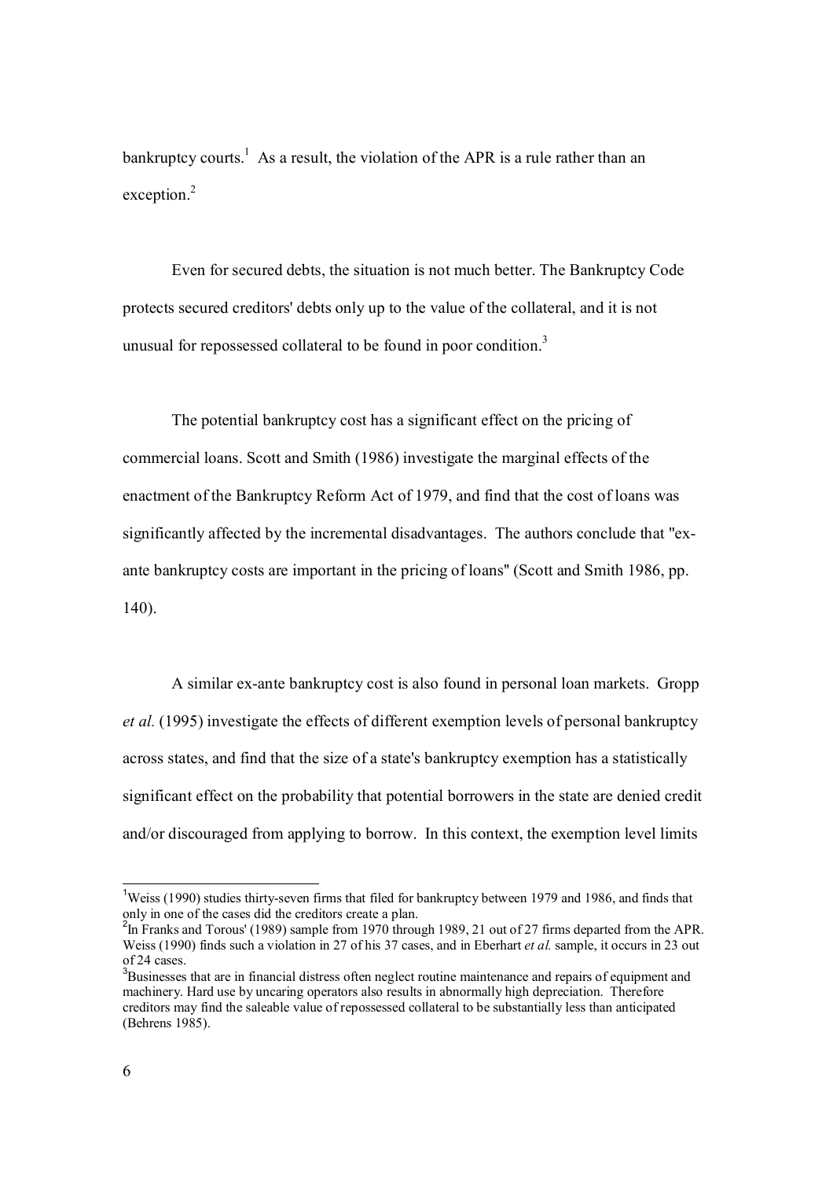bankruptcy courts.[1] As a result, the violation of the APR is a rule rather than an exception.[2]

Even for secured debts, the situation is not much better. The Bankruptcy Code protects secured creditors' debts only up to the value of the collateral, and it is not unusual for repossessed collateral to be found in poor condition.[3]

The potential bankruptcy cost has a significant effect on the pricing of commercial loans. Scott and Smith (1986) investigate the marginal effects of the enactment of the Bankruptcy Reform Act of 1979, and find that the cost of loans was significantly affected by the incremental disadvantages. The authors conclude that "ex-ante bankruptcy costs are important in the pricing of loans" (Scott and Smith 1986, pp. 140).

A similar ex-ante bankruptcy cost is also found in personal loan markets. Gropp *et al.* (1995) investigate the effects of different exemption levels of personal bankruptcy across states, and find that the size of a state's bankruptcy exemption has a statistically significant effect on the probability that potential borrowers in the state are denied credit and/or discouraged from applying to borrow. In this context, the exemption level limits

---

[1] Weiss (1990) studies thirty-seven firms that filed for bankruptcy between 1979 and 1986, and finds that only in one of the cases did the creditors create a plan.

[2] In Franks and Torous' (1989) sample from 1970 through 1989, 21 out of 27 firms departed from the APR. Weiss (1990) finds such a violation in 27 of his 37 cases, and in Eberhart *et al.* sample, it occurs in 23 out of 24 cases.

[3] Businesses that are in financial distress often neglect routine maintenance and repairs of equipment and machinery. Hard use by uncaring operators also results in abnormally high depreciation. Therefore creditors may find the saleable value of repossessed collateral to be substantially less than anticipated (Behrens 1985).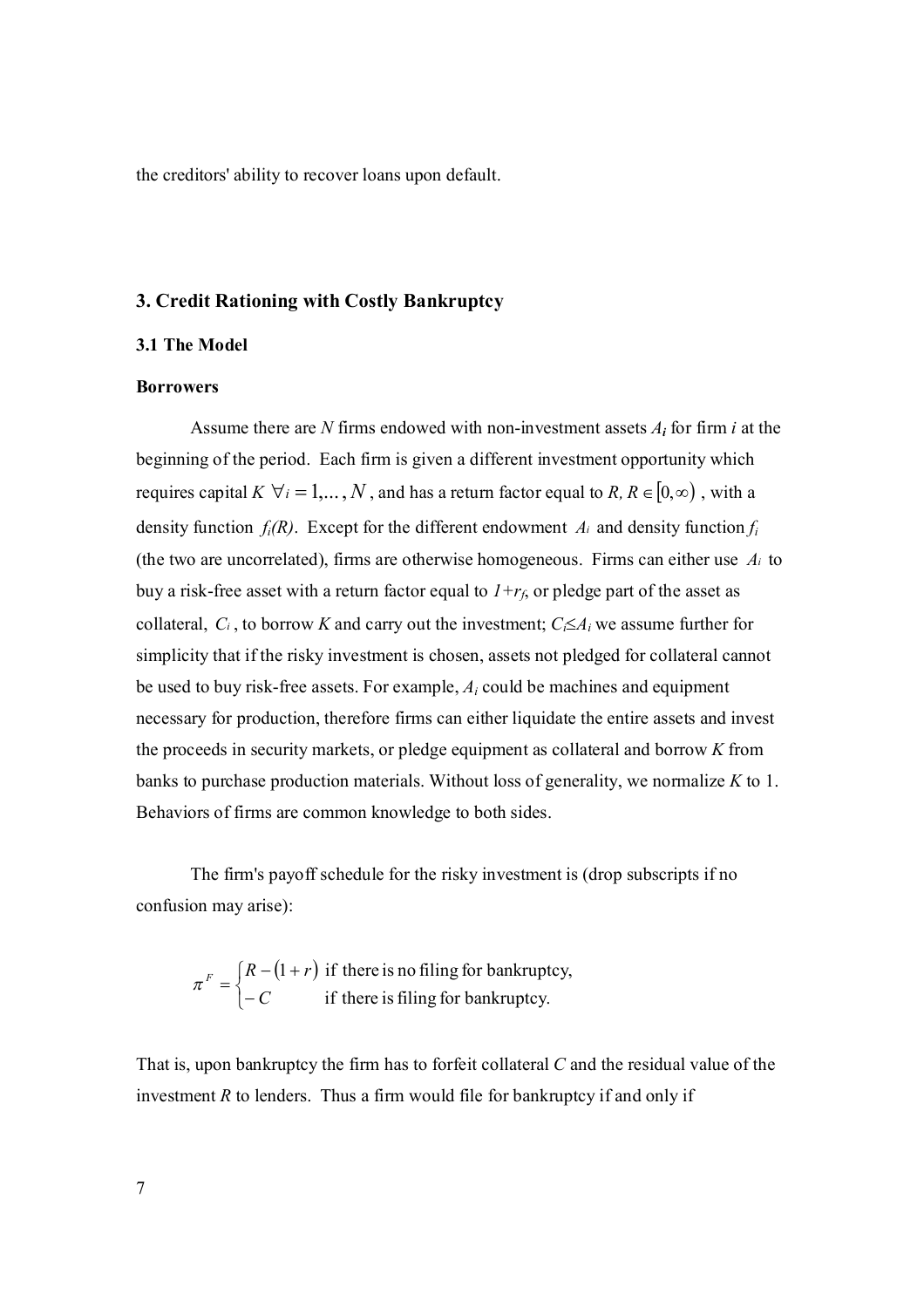the creditors' ability to recover loans upon default.

## 3. Credit Rationing with Costly Bankruptcy

### 3.1 The Model

**Borrowers**

Assume there are $N$ firms endowed with non-investment assets $A_i$ for firm $i$ at the beginning of the period. Each firm is given a different investment opportunity which requires capital $K$ $\forall i = 1,\dots, N$, and has a return factor equal to $R$, $R \in [0,\infty)$, with a density function $f_i(R)$. Except for the different endowment $A_i$ and density function $f_i$ (the two are uncorrelated), firms are otherwise homogeneous. Firms can either use $A_i$ to buy a risk-free asset with a return factor equal to $1+r_f$, or pledge part of the asset as collateral, $C_i$, to borrow $K$ and carry out the investment; $C_i \leq A_i$ we assume further for simplicity that if the risky investment is chosen, assets not pledged for collateral cannot be used to buy risk-free assets. For example, $A_i$ could be machines and equipment necessary for production, therefore firms can either liquidate the entire assets and invest the proceeds in security markets, or pledge equipment as collateral and borrow $K$ from banks to purchase production materials. Without loss of generality, we normalize $K$ to 1. Behaviors of firms are common knowledge to both sides.

The firm's payoff schedule for the risky investment is (drop subscripts if no confusion may arise):

$$\pi^F = \begin{cases} R-(1+r) & \text{if there is no filing for bankruptcy,} \\ -C & \text{if there is filing for bankruptcy.} \end{cases}$$

That is, upon bankruptcy the firm has to forfeit collateral $C$ and the residual value of the investment $R$ to lenders. Thus a firm would file for bankruptcy if and only if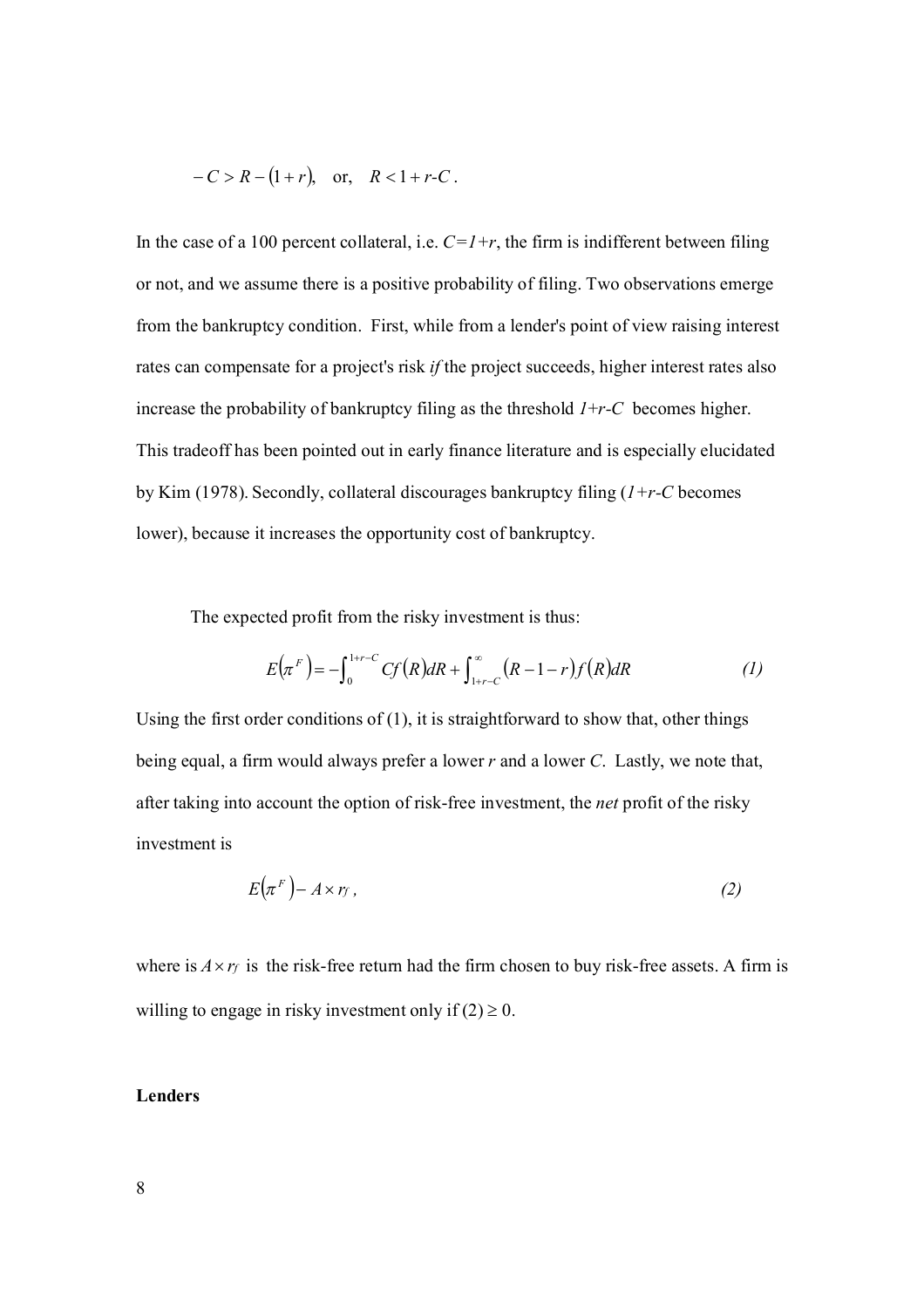$$-C > R - (1 + r), \quad \text{or,} \quad R < 1 + r\text{-}C\,.$$

In the case of a 100 percent collateral, i.e. $C=1+r$, the firm is indifferent between filing or not, and we assume there is a positive probability of filing. Two observations emerge from the bankruptcy condition. First, while from a lender's point of view raising interest rates can compensate for a project's risk *if* the project succeeds, higher interest rates also increase the probability of bankruptcy filing as the threshold $1+r\text{-}C$ becomes higher. This tradeoff has been pointed out in early finance literature and is especially elucidated by Kim (1978). Secondly, collateral discourages bankruptcy filing ($1+r\text{-}C$ becomes lower), because it increases the opportunity cost of bankruptcy.

The expected profit from the risky investment is thus:

$$E\left(\pi^F\right) = -\int_0^{1+r-C} Cf(R)dR + \int_{1+r-C}^{\infty} (R-1-r)f(R)dR \qquad (1)$$

Using the first order conditions of (1), it is straightforward to show that, other things being equal, a firm would always prefer a lower $r$ and a lower $C$. Lastly, we note that, after taking into account the option of risk-free investment, the *net* profit of the risky investment is

$$E\left(\pi^F\right) - A \times r_f\,, \qquad (2)$$

where is $A \times r_f$ is the risk-free return had the firm chosen to buy risk-free assets. A firm is willing to engage in risky investment only if $(2) \geq 0$.

**Lenders**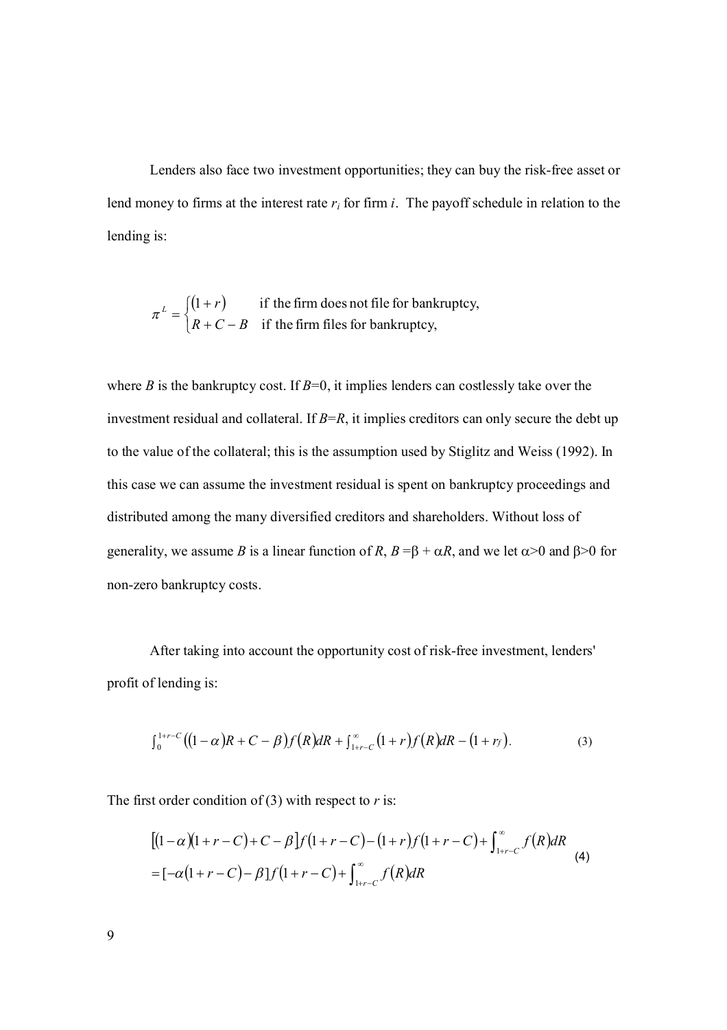Lenders also face two investment opportunities; they can buy the risk-free asset or lend money to firms at the interest rate $r_i$ for firm $i$. The payoff schedule in relation to the lending is:

$$\pi^L = \begin{cases} (1+r) & \text{if the firm does not file for bankruptcy,} \\ R + C - B & \text{if the firm files for bankruptcy,} \end{cases}$$

where $B$ is the bankruptcy cost. If $B$=0, it implies lenders can costlessly take over the investment residual and collateral. If $B$=$R$, it implies creditors can only secure the debt up to the value of the collateral; this is the assumption used by Stiglitz and Weiss (1992). In this case we can assume the investment residual is spent on bankruptcy proceedings and distributed among the many diversified creditors and shareholders. Without loss of generality, we assume $B$ is a linear function of $R$, $B = \beta + \alpha R$, and we let $\alpha > 0$ and $\beta > 0$ for non-zero bankruptcy costs.

After taking into account the opportunity cost of risk-free investment, lenders' profit of lending is:

$$\int_0^{1+r-C} \left((1-\alpha)R + C - \beta\right) f(R)dR + \int_{1+r-C}^{\infty} (1+r) f(R)dR - (1+r_f). \tag{3}$$

The first order condition of (3) with respect to $r$ is:

$$\begin{aligned} &\left[(1-\alpha)(1+r-C) + C - \beta\right] f(1+r-C) - (1+r) f(1+r-C) + \int_{1+r-C}^{\infty} f(R)dR \\ &= [-\alpha(1+r-C) - \beta] f(1+r-C) + \int_{1+r-C}^{\infty} f(R)dR \end{aligned} \tag{4}$$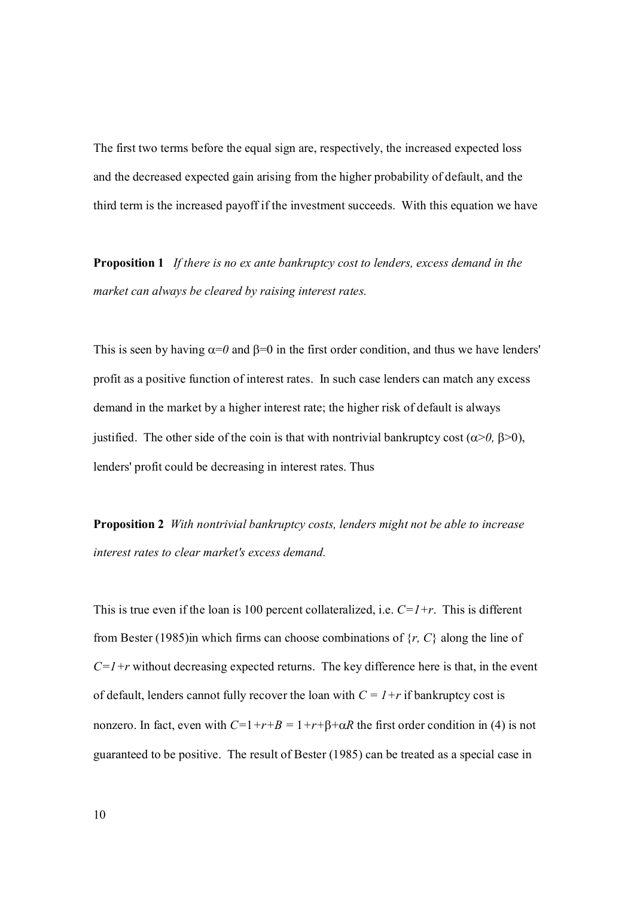The first two terms before the equal sign are, respectively, the increased expected loss and the decreased expected gain arising from the higher probability of default, and the third term is the increased payoff if the investment succeeds. With this equation we have

**Proposition 1** *If there is no ex ante bankruptcy cost to lenders, excess demand in the market can always be cleared by raising interest rates.*

This is seen by having $\alpha=0$ and $\beta=0$ in the first order condition, and thus we have lenders' profit as a positive function of interest rates. In such case lenders can match any excess demand in the market by a higher interest rate; the higher risk of default is always justified. The other side of the coin is that with nontrivial bankruptcy cost ($\alpha>0$, $\beta>0$), lenders' profit could be decreasing in interest rates. Thus

**Proposition 2** *With nontrivial bankruptcy costs, lenders might not be able to increase interest rates to clear market's excess demand.*

This is true even if the loan is 100 percent collateralized, i.e. $C=1+r$. This is different from Bester (1985)in which firms can choose combinations of $\{r, C\}$ along the line of $C=1+r$ without decreasing expected returns. The key difference here is that, in the event of default, lenders cannot fully recover the loan with $C = 1+r$ if bankruptcy cost is nonzero. In fact, even with $C=1+r+B = 1+r+\beta+\alpha R$ the first order condition in (4) is not guaranteed to be positive. The result of Bester (1985) can be treated as a special case in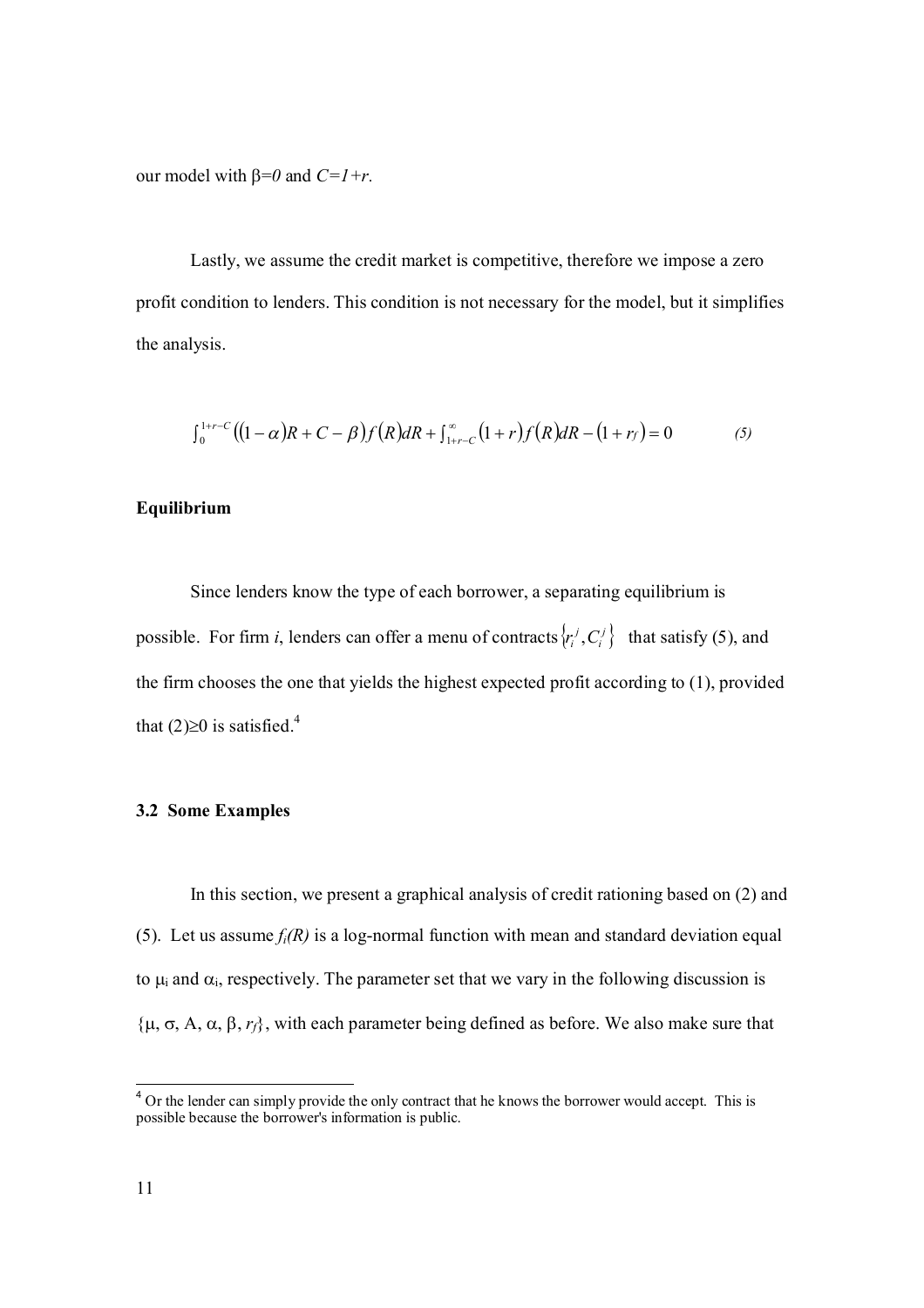our model with $\beta=0$ and $C=1+r$.

Lastly, we assume the credit market is competitive, therefore we impose a zero profit condition to lenders. This condition is not necessary for the model, but it simplifies the analysis.

$$\int_0^{1+r-C}\left((1-\alpha)R+C-\beta\right)f(R)dR+\int_{1+r-C}^{\infty}(1+r)f(R)dR-(1+r_f)=0 \qquad (5)$$

**Equilibrium**

Since lenders know the type of each borrower, a separating equilibrium is possible. For firm *i*, lenders can offer a menu of contracts $\{r_i^j, C_i^j\}$ that satisfy (5), and the firm chooses the one that yields the highest expected profit according to (1), provided that (2)≥0 is satisfied.[4]

### 3.2 Some Examples

In this section, we present a graphical analysis of credit rationing based on (2) and (5). Let us assume $f_i(R)$ is a log-normal function with mean and standard deviation equal to $\mu_i$ and $\alpha_i$, respectively. The parameter set that we vary in the following discussion is $\{\mu, \sigma, A, \alpha, \beta, r_f\}$, with each parameter being defined as before. We also make sure that

[4] Or the lender can simply provide the only contract that he knows the borrower would accept. This is possible because the borrower's information is public.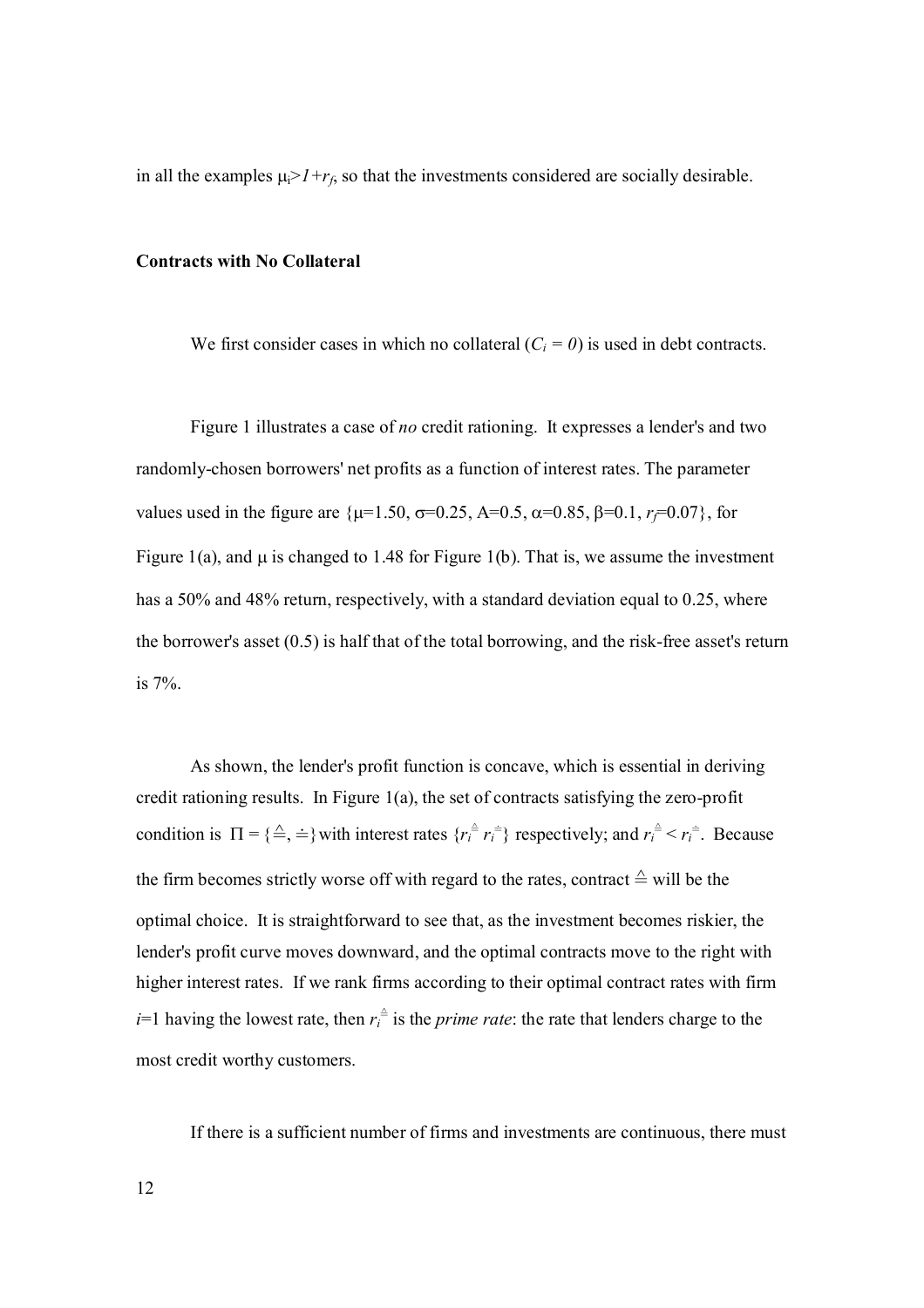in all the examples $\mu_i > 1+r_f$, so that the investments considered are socially desirable.

**Contracts with No Collateral**

We first consider cases in which no collateral ($C_i = 0$) is used in debt contracts.

Figure 1 illustrates a case of *no* credit rationing. It expresses a lender's and two randomly-chosen borrowers' net profits as a function of interest rates. The parameter values used in the figure are $\{\mu=1.50, \sigma=0.25, A=0.5, \alpha=0.85, \beta=0.1, r_f=0.07\}$, for Figure 1(a), and $\mu$ is changed to 1.48 for Figure 1(b). That is, we assume the investment has a 50% and 48% return, respectively, with a standard deviation equal to 0.25, where the borrower's asset (0.5) is half that of the total borrowing, and the risk-free asset's return is 7%.

As shown, the lender's profit function is concave, which is essential in deriving credit rationing results. In Figure 1(a), the set of contracts satisfying the zero-profit condition is $\Pi = \{\triangleq, \doteq\}$ with interest rates $\{r_i^{\triangleq}\ r_i^{\doteq}\}$ respectively; and $r_i^{\triangleq} < r_i^{\doteq}$. Because the firm becomes strictly worse off with regard to the rates, contract $\triangleq$ will be the optimal choice. It is straightforward to see that, as the investment becomes riskier, the lender's profit curve moves downward, and the optimal contracts move to the right with higher interest rates. If we rank firms according to their optimal contract rates with firm $i$=1 having the lowest rate, then $r_i^{\triangleq}$ is the *prime rate*: the rate that lenders charge to the most credit worthy customers.

If there is a sufficient number of firms and investments are continuous, there must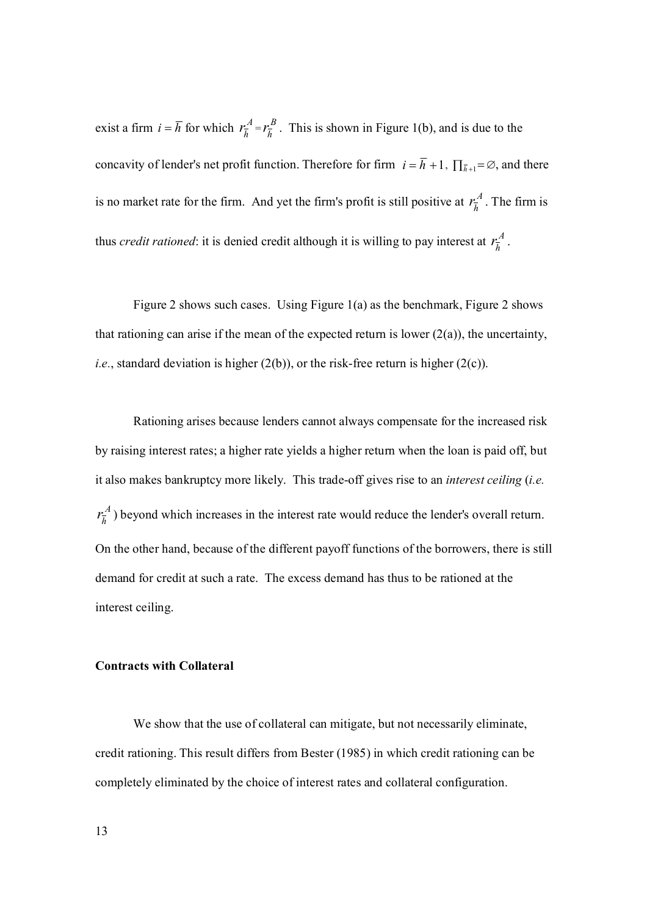exist a firm $i = \bar{h}$ for which $r_{\bar{h}}^{A} = r_{\bar{h}}^{B}$. This is shown in Figure 1(b), and is due to the concavity of lender's net profit function. Therefore for firm $i = \bar{h} + 1$, $\prod_{\bar{h}+1} = \varnothing$, and there is no market rate for the firm. And yet the firm's profit is still positive at $r_{\bar{h}}^{A}$. The firm is thus *credit rationed*: it is denied credit although it is willing to pay interest at $r_{\bar{h}}^{A}$.

Figure 2 shows such cases. Using Figure 1(a) as the benchmark, Figure 2 shows that rationing can arise if the mean of the expected return is lower (2(a)), the uncertainty, *i.e.*, standard deviation is higher (2(b)), or the risk-free return is higher (2(c)).

Rationing arises because lenders cannot always compensate for the increased risk by raising interest rates; a higher rate yields a higher return when the loan is paid off, but it also makes bankruptcy more likely. This trade-off gives rise to an *interest ceiling* (*i.e.* $r_{\bar{h}}^{A}$) beyond which increases in the interest rate would reduce the lender's overall return. On the other hand, because of the different payoff functions of the borrowers, there is still demand for credit at such a rate. The excess demand has thus to be rationed at the interest ceiling.

**Contracts with Collateral**

We show that the use of collateral can mitigate, but not necessarily eliminate, credit rationing. This result differs from Bester (1985) in which credit rationing can be completely eliminated by the choice of interest rates and collateral configuration.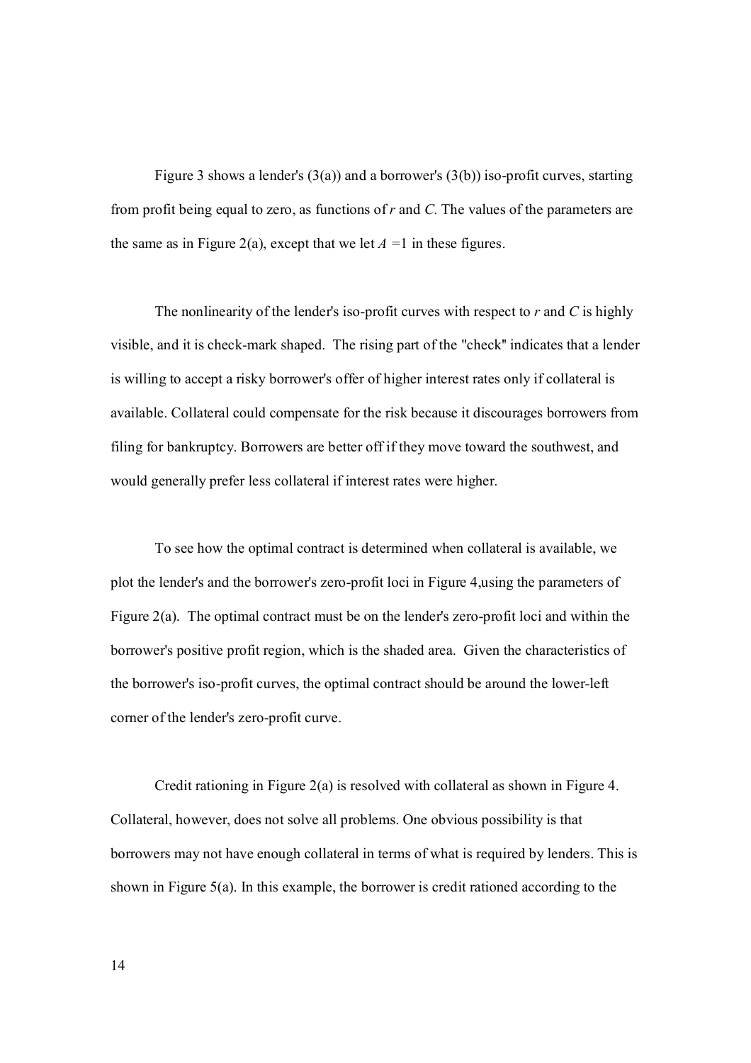Figure 3 shows a lender's (3(a)) and a borrower's (3(b)) iso-profit curves, starting from profit being equal to zero, as functions of $r$ and $C$. The values of the parameters are the same as in Figure 2(a), except that we let $A = 1$ in these figures.

The nonlinearity of the lender's iso-profit curves with respect to $r$ and $C$ is highly visible, and it is check-mark shaped. The rising part of the "check" indicates that a lender is willing to accept a risky borrower's offer of higher interest rates only if collateral is available. Collateral could compensate for the risk because it discourages borrowers from filing for bankruptcy. Borrowers are better off if they move toward the southwest, and would generally prefer less collateral if interest rates were higher.

To see how the optimal contract is determined when collateral is available, we plot the lender's and the borrower's zero-profit loci in Figure 4,using the parameters of Figure 2(a). The optimal contract must be on the lender's zero-profit loci and within the borrower's positive profit region, which is the shaded area. Given the characteristics of the borrower's iso-profit curves, the optimal contract should be around the lower-left corner of the lender's zero-profit curve.

Credit rationing in Figure 2(a) is resolved with collateral as shown in Figure 4. Collateral, however, does not solve all problems. One obvious possibility is that borrowers may not have enough collateral in terms of what is required by lenders. This is shown in Figure 5(a). In this example, the borrower is credit rationed according to the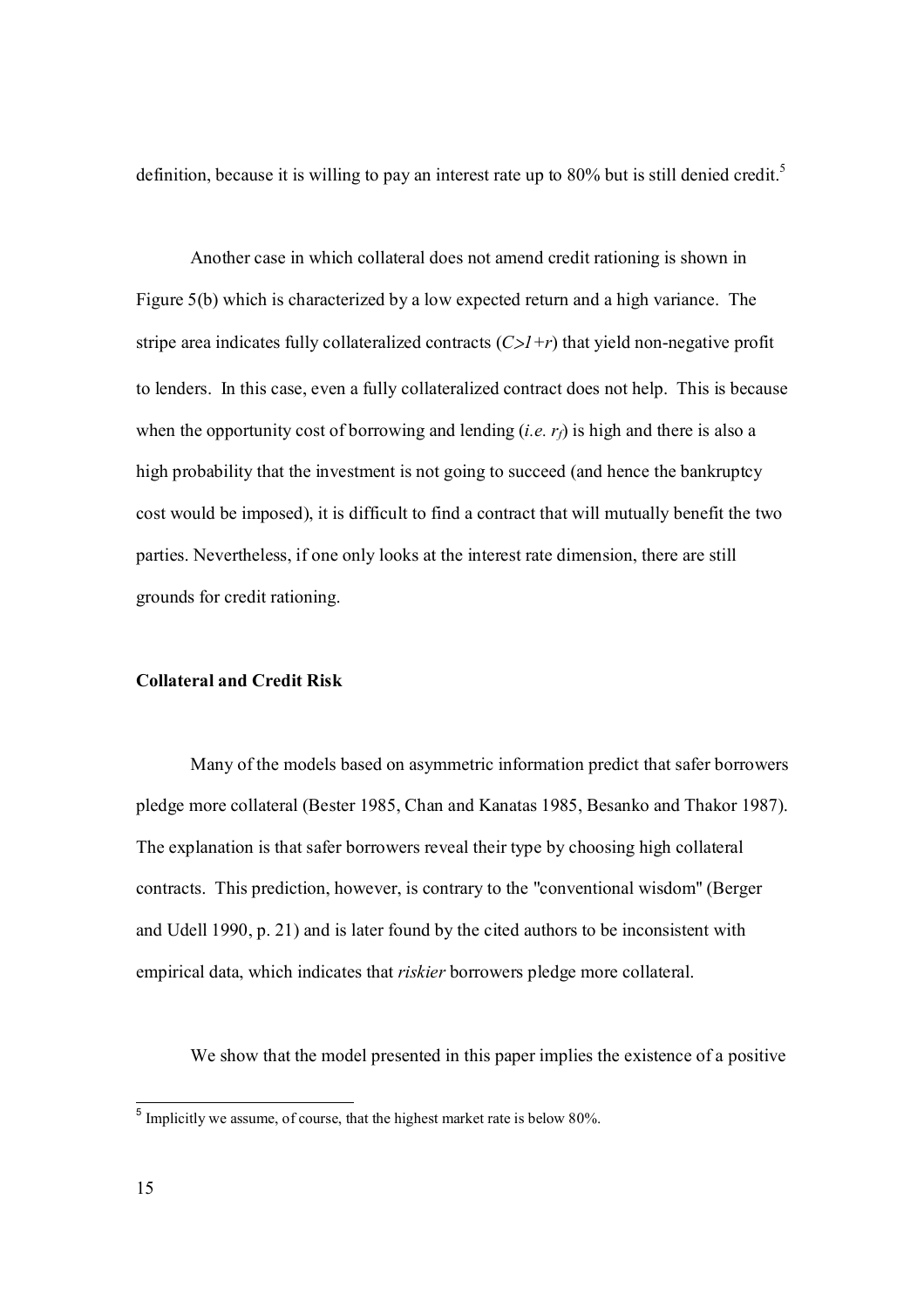definition, because it is willing to pay an interest rate up to 80% but is still denied credit.[5]

Another case in which collateral does not amend credit rationing is shown in Figure 5(b) which is characterized by a low expected return and a high variance. The stripe area indicates fully collateralized contracts ($C>1+r$) that yield non-negative profit to lenders. In this case, even a fully collateralized contract does not help. This is because when the opportunity cost of borrowing and lending (*i.e.* $r_f$) is high and there is also a high probability that the investment is not going to succeed (and hence the bankruptcy cost would be imposed), it is difficult to find a contract that will mutually benefit the two parties. Nevertheless, if one only looks at the interest rate dimension, there are still grounds for credit rationing.

**Collateral and Credit Risk**

Many of the models based on asymmetric information predict that safer borrowers pledge more collateral (Bester 1985, Chan and Kanatas 1985, Besanko and Thakor 1987). The explanation is that safer borrowers reveal their type by choosing high collateral contracts. This prediction, however, is contrary to the "conventional wisdom" (Berger and Udell 1990, p. 21) and is later found by the cited authors to be inconsistent with empirical data, which indicates that *riskier* borrowers pledge more collateral.

We show that the model presented in this paper implies the existence of a positive

[5] Implicitly we assume, of course, that the highest market rate is below 80%.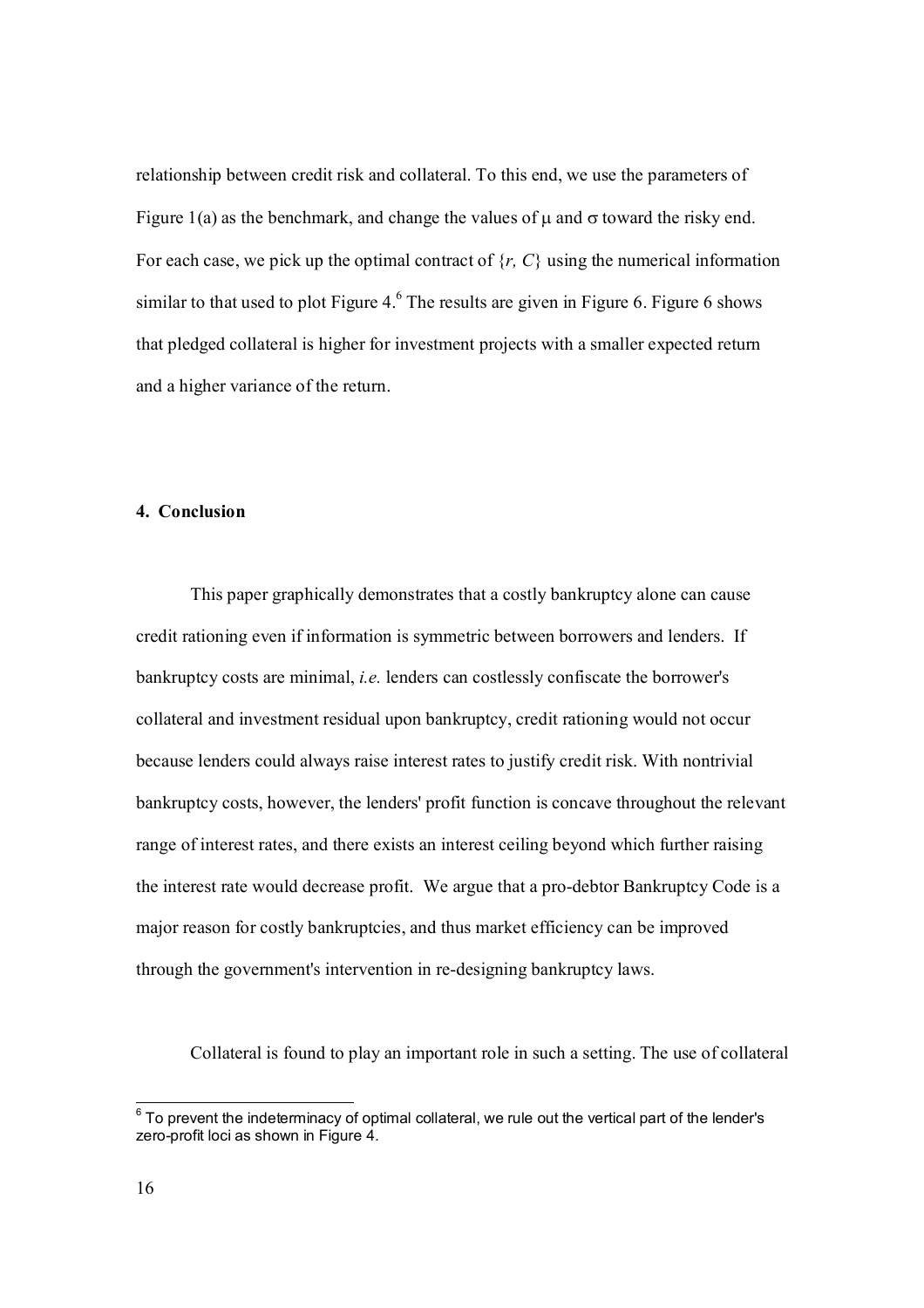relationship between credit risk and collateral. To this end, we use the parameters of Figure 1(a) as the benchmark, and change the values of $\mu$ and $\sigma$ toward the risky end. For each case, we pick up the optimal contract of $\{r, C\}$ using the numerical information similar to that used to plot Figure 4.[6] The results are given in Figure 6. Figure 6 shows that pledged collateral is higher for investment projects with a smaller expected return and a higher variance of the return.

## 4. Conclusion

This paper graphically demonstrates that a costly bankruptcy alone can cause credit rationing even if information is symmetric between borrowers and lenders. If bankruptcy costs are minimal, *i.e.* lenders can costlessly confiscate the borrower's collateral and investment residual upon bankruptcy, credit rationing would not occur because lenders could always raise interest rates to justify credit risk. With nontrivial bankruptcy costs, however, the lenders' profit function is concave throughout the relevant range of interest rates, and there exists an interest ceiling beyond which further raising the interest rate would decrease profit. We argue that a pro-debtor Bankruptcy Code is a major reason for costly bankruptcies, and thus market efficiency can be improved through the government's intervention in re-designing bankruptcy laws.

Collateral is found to play an important role in such a setting. The use of collateral

[6] To prevent the indeterminacy of optimal collateral, we rule out the vertical part of the lender's zero-profit loci as shown in Figure 4.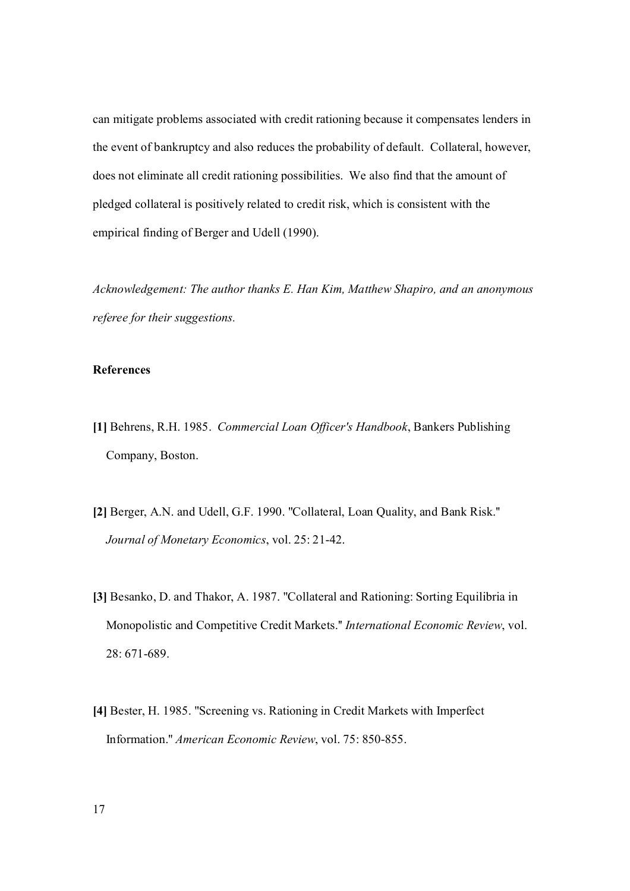can mitigate problems associated with credit rationing because it compensates lenders in the event of bankruptcy and also reduces the probability of default. Collateral, however, does not eliminate all credit rationing possibilities. We also find that the amount of pledged collateral is positively related to credit risk, which is consistent with the empirical finding of Berger and Udell (1990).

*Acknowledgement: The author thanks E. Han Kim, Matthew Shapiro, and an anonymous referee for their suggestions.*

**References**

**[1]** Behrens, R.H. 1985. *Commercial Loan Officer's Handbook*, Bankers Publishing Company, Boston.

**[2]** Berger, A.N. and Udell, G.F. 1990. "Collateral, Loan Quality, and Bank Risk." *Journal of Monetary Economics*, vol. 25: 21-42.

**[3]** Besanko, D. and Thakor, A. 1987. "Collateral and Rationing: Sorting Equilibria in Monopolistic and Competitive Credit Markets." *International Economic Review*, vol. 28: 671-689.

**[4]** Bester, H. 1985. "Screening vs. Rationing in Credit Markets with Imperfect Information." *American Economic Review*, vol. 75: 850-855.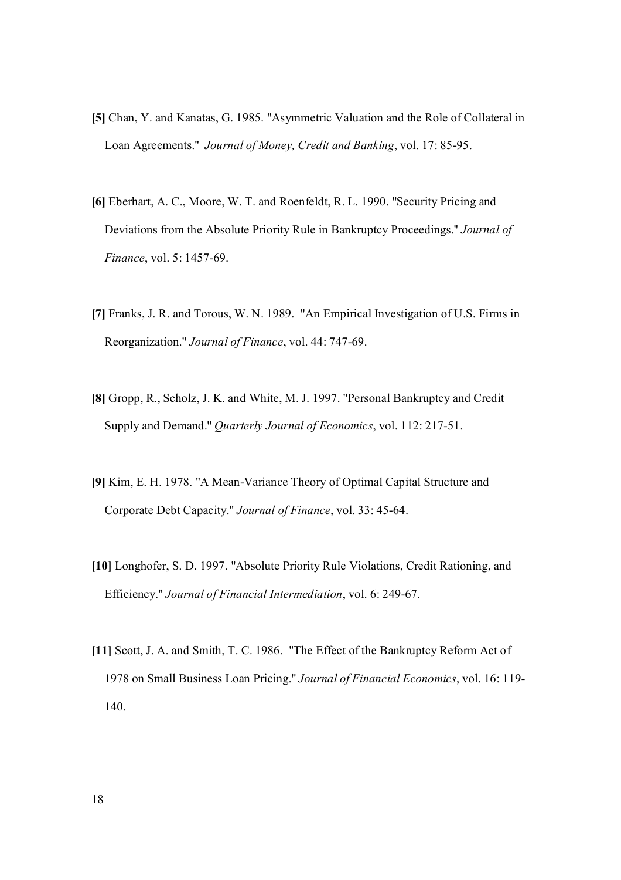**[5]** Chan, Y. and Kanatas, G. 1985. "Asymmetric Valuation and the Role of Collateral in Loan Agreements." *Journal of Money, Credit and Banking*, vol. 17: 85-95.

**[6]** Eberhart, A. C., Moore, W. T. and Roenfeldt, R. L. 1990. "Security Pricing and Deviations from the Absolute Priority Rule in Bankruptcy Proceedings." *Journal of Finance*, vol. 5: 1457-69.

**[7]** Franks, J. R. and Torous, W. N. 1989. "An Empirical Investigation of U.S. Firms in Reorganization." *Journal of Finance*, vol. 44: 747-69.

**[8]** Gropp, R., Scholz, J. K. and White, M. J. 1997. "Personal Bankruptcy and Credit Supply and Demand." *Quarterly Journal of Economics*, vol. 112: 217-51.

**[9]** Kim, E. H. 1978. "A Mean-Variance Theory of Optimal Capital Structure and Corporate Debt Capacity." *Journal of Finance*, vol. 33: 45-64.

**[10]** Longhofer, S. D. 1997. "Absolute Priority Rule Violations, Credit Rationing, and Efficiency." *Journal of Financial Intermediation*, vol. 6: 249-67.

**[11]** Scott, J. A. and Smith, T. C. 1986. "The Effect of the Bankruptcy Reform Act of 1978 on Small Business Loan Pricing." *Journal of Financial Economics*, vol. 16: 119-140.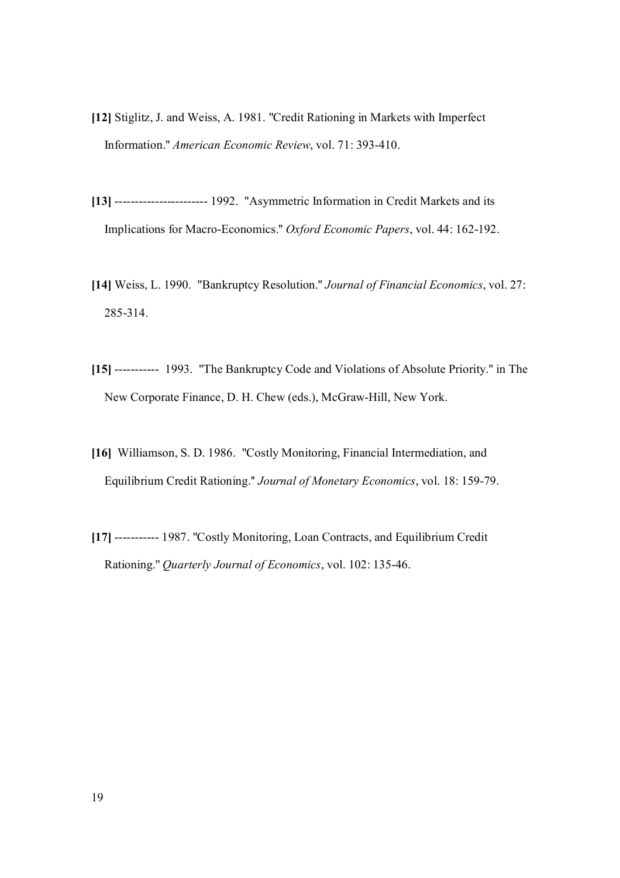**[12]** Stiglitz, J. and Weiss, A. 1981. "Credit Rationing in Markets with Imperfect Information." *American Economic Review*, vol. 71: 393-410.

**[13]** ---------------------- 1992. "Asymmetric Information in Credit Markets and its Implications for Macro-Economics." *Oxford Economic Papers*, vol. 44: 162-192.

**[14]** Weiss, L. 1990. "Bankruptcy Resolution." *Journal of Financial Economics*, vol. 27: 285-314.

**[15]** ----------- 1993. "The Bankruptcy Code and Violations of Absolute Priority." in The New Corporate Finance, D. H. Chew (eds.), McGraw-Hill, New York.

**[16]** Williamson, S. D. 1986. "Costly Monitoring, Financial Intermediation, and Equilibrium Credit Rationing." *Journal of Monetary Economics*, vol. 18: 159-79.

**[17]** ----------- 1987. "Costly Monitoring, Loan Contracts, and Equilibrium Credit Rationing." *Quarterly Journal of Economics*, vol. 102: 135-46.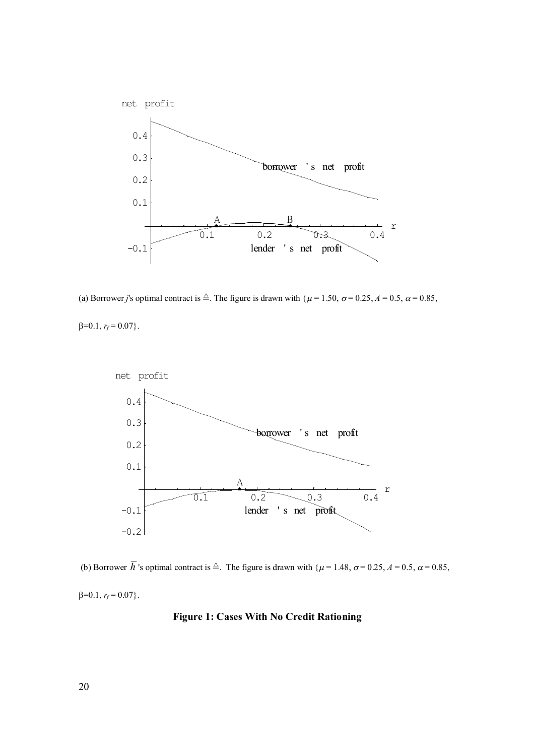(a) Borrower *j*'s optimal contract is ≜. The figure is drawn with $\{\mu = 1.50, \sigma = 0.25, A = 0.5, \alpha = 0.85, \beta = 0.1, r_f = 0.07\}$.

(b) Borrower $\overline{h}$'s optimal contract is ≜. The figure is drawn with $\{\mu = 1.48, \sigma = 0.25, A = 0.5, \alpha = 0.85, \beta = 0.1, r_f = 0.07\}$.

**Figure 1: Cases With No Credit Rationing**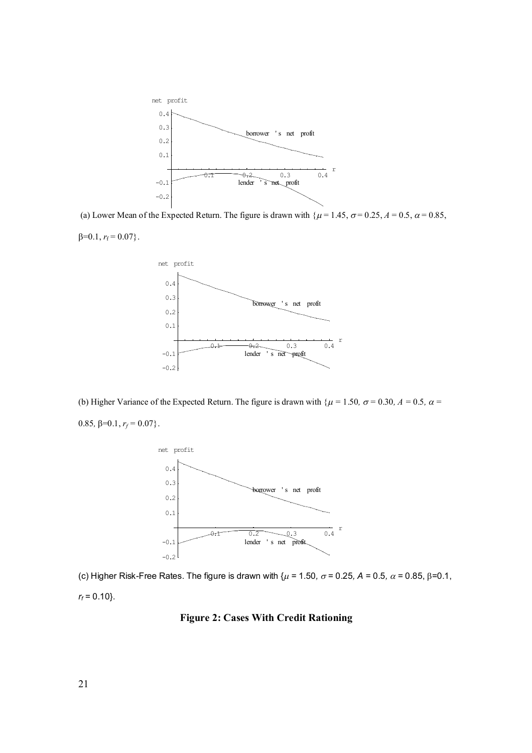(a) Lower Mean of the Expected Return. The figure is drawn with $\{\mu = 1.45, \sigma = 0.25, A = 0.5, \alpha = 0.85, \beta = 0.1, r_f = 0.07\}$.

(b) Higher Variance of the Expected Return. The figure is drawn with $\{\mu = 1.50, \sigma = 0.30, A = 0.5, \alpha = 0.85, \beta = 0.1, r_f = 0.07\}$.

(c) Higher Risk-Free Rates. The figure is drawn with $\{\mu = 1.50, \sigma = 0.25, A = 0.5, \alpha = 0.85, \beta = 0.1, r_f = 0.10\}$.

**Figure 2: Cases With Credit Rationing**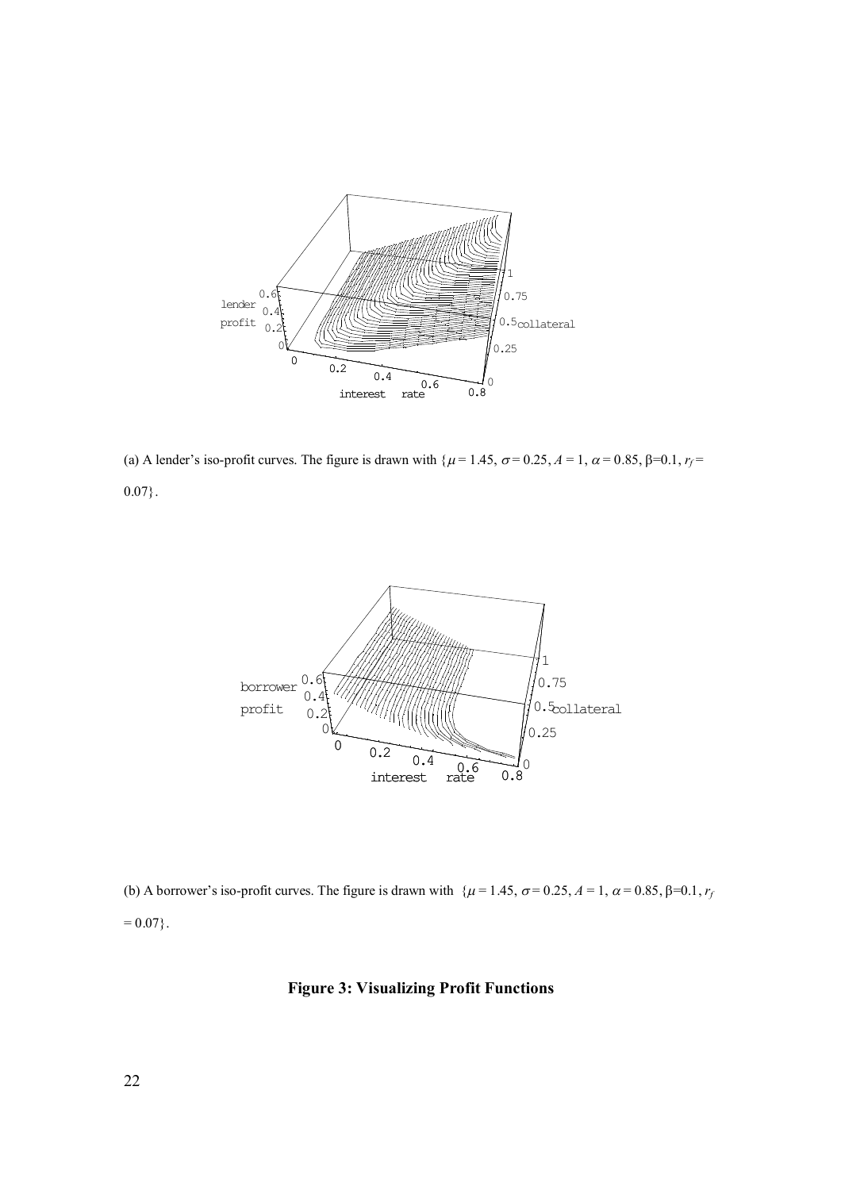(a) A lender's iso-profit curves. The figure is drawn with $\{\mu = 1.45, \sigma = 0.25, A = 1, \alpha = 0.85, \beta = 0.1, r_f = 0.07\}$.

(b) A borrower's iso-profit curves. The figure is drawn with $\{\mu = 1.45, \sigma = 0.25, A = 1, \alpha = 0.85, \beta = 0.1, r_f = 0.07\}$.

**Figure 3: Visualizing Profit Functions**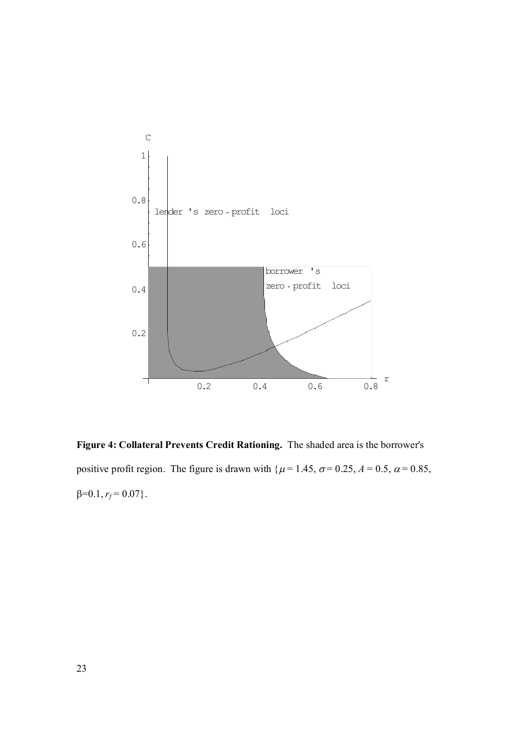**Figure 4: Collateral Prevents Credit Rationing.** The shaded area is the borrower's positive profit region. The figure is drawn with $\{\mu = 1.45, \sigma = 0.25, A = 0.5, \alpha = 0.85, \beta=0.1, r_f = 0.07\}$.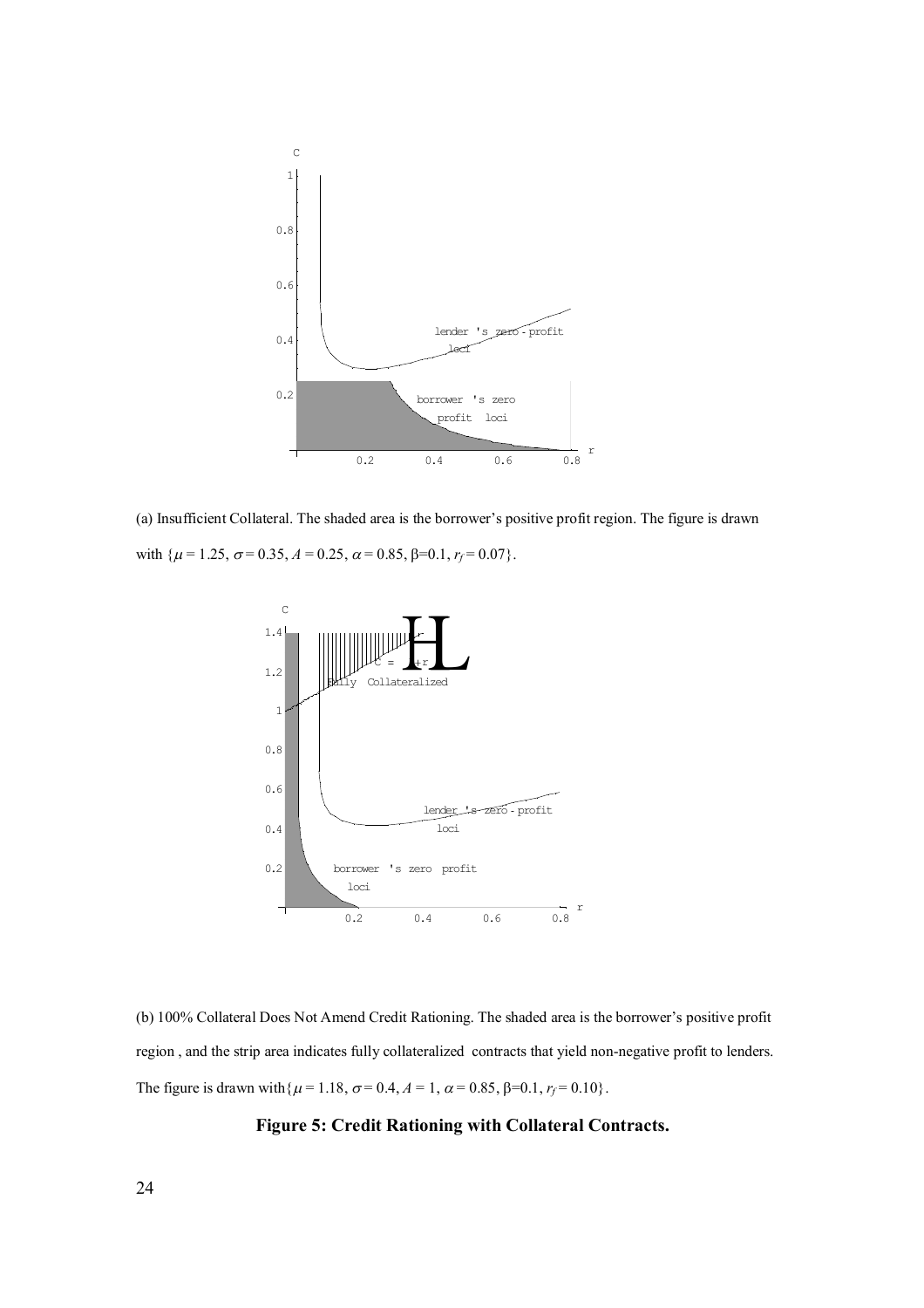(a) Insufficient Collateral. The shaded area is the borrower's positive profit region. The figure is drawn with $\{\mu = 1.25, \sigma = 0.35, A = 0.25, \alpha = 0.85, \beta = 0.1, r_f = 0.07\}$.

(b) 100% Collateral Does Not Amend Credit Rationing. The shaded area is the borrower's positive profit region , and the strip area indicates fully collateralized contracts that yield non-negative profit to lenders. The figure is drawn with $\{\mu = 1.18, \sigma = 0.4, A = 1, \alpha = 0.85, \beta = 0.1, r_f = 0.10\}$.

**Figure 5: Credit Rationing with Collateral Contracts.**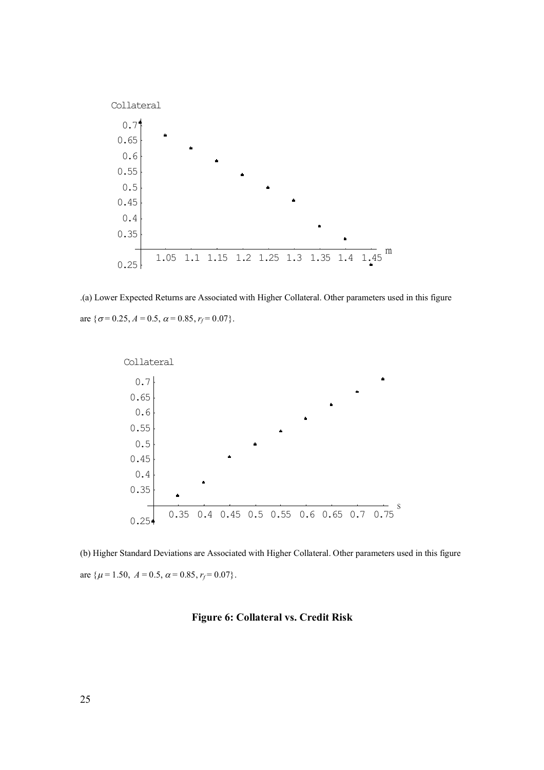Collateral

0.7
0.65
0.6
0.55
0.5
0.45
0.4
0.35
0.25

1.05 1.1 1.15 1.2 1.25 1.3 1.35 1.4 1.45

m

.(a) Lower Expected Returns are Associated with Higher Collateral. Other parameters used in this figure are $\{\sigma = 0.25, A = 0.5, \alpha = 0.85, r_f = 0.07\}$.

Collateral

0.7
0.65
0.6
0.55
0.5
0.45
0.4
0.35
0.25

0.35 0.4 0.45 0.5 0.55 0.6 0.65 0.7 0.75

s

(b) Higher Standard Deviations are Associated with Higher Collateral. Other parameters used in this figure are $\{\mu = 1.50, A = 0.5, \alpha = 0.85, r_f = 0.07\}$.

**Figure 6: Collateral vs. Credit Risk**